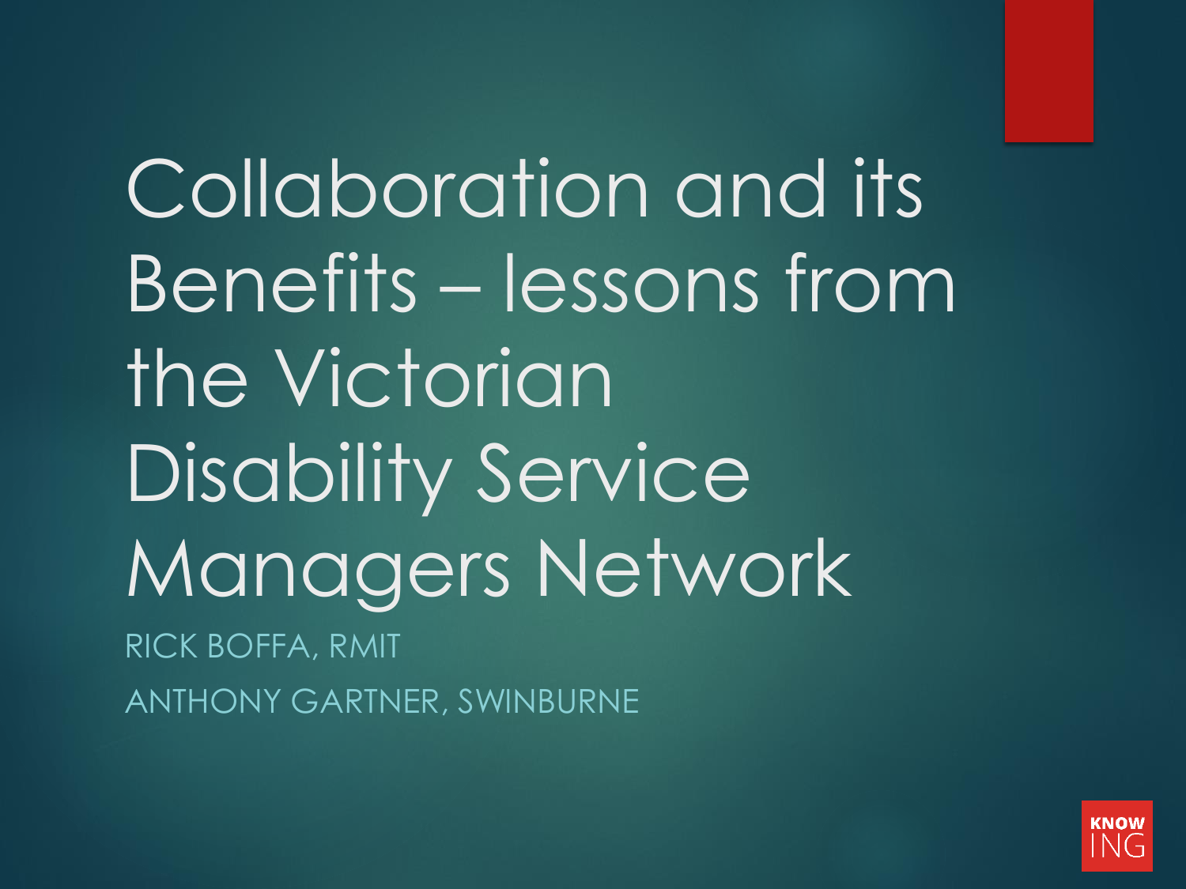# Collaboration and its Benefits – lessons from the Victorian Disability Service Managers Network

RICK BOFFA, RMIT

ANTHONY GARTNER, SWINBURNE

KNOW ING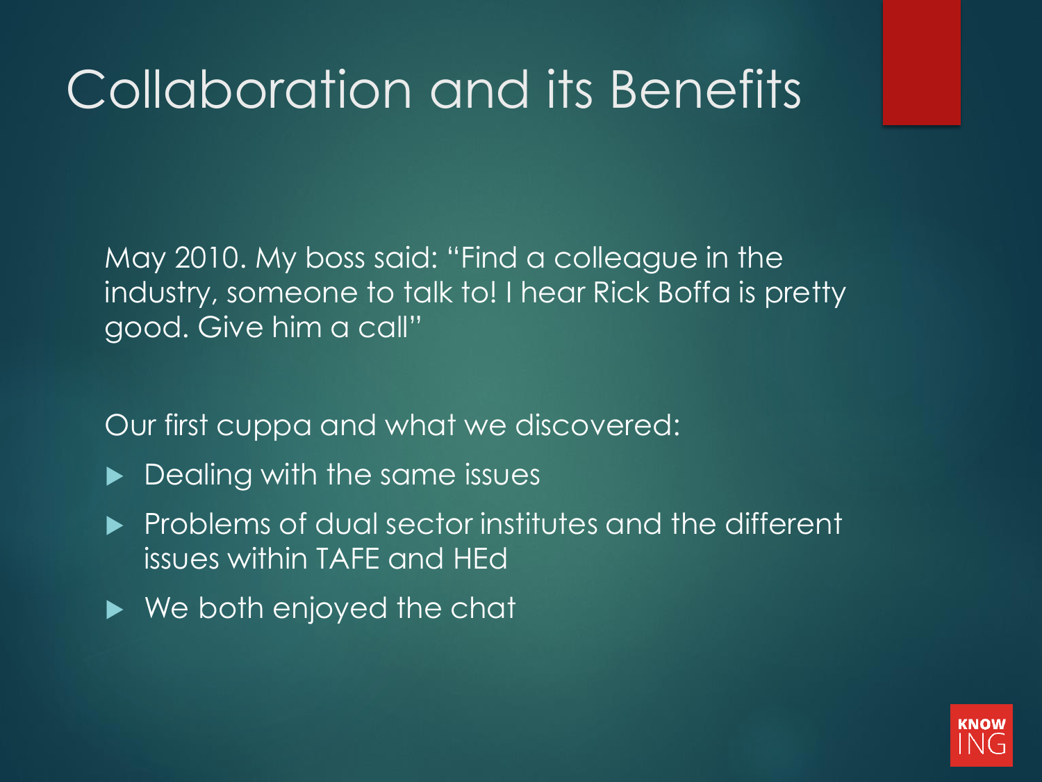# Collaboration and its Benefits

May 2010. My boss said: "Find a colleague in the industry, someone to talk to! I hear Rick Boffa is pretty good. Give him a call"

Our first cuppa and what we discovered:

- Dealing with the same issues
- Problems of dual sector institutes and the different issues within TAFE and HEd
- We both enjoyed the chat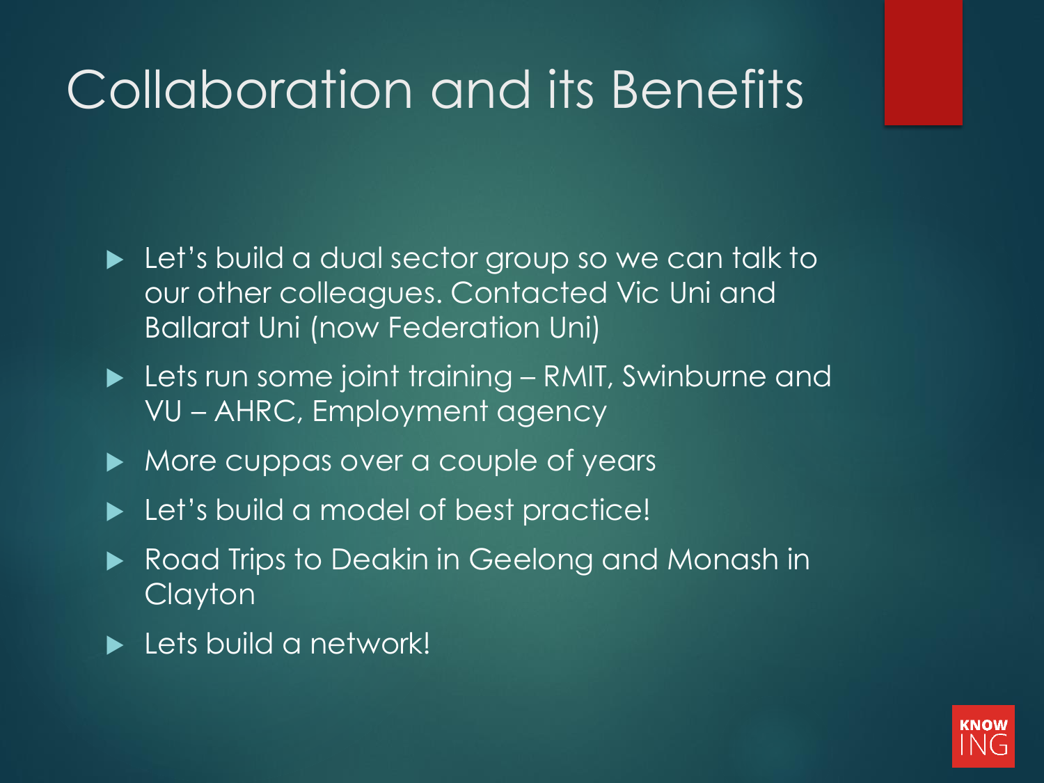# Collaboration and its Benefits

- Let's build a dual sector group so we can talk to our other colleagues. Contacted Vic Uni and Ballarat Uni (now Federation Uni)
- Lets run some joint training – RMIT, Swinburne and VU – AHRC, Employment agency
- More cuppas over a couple of years
- Let's build a model of best practice!
- Road Trips to Deakin in Geelong and Monash in Clayton
- Lets build a network!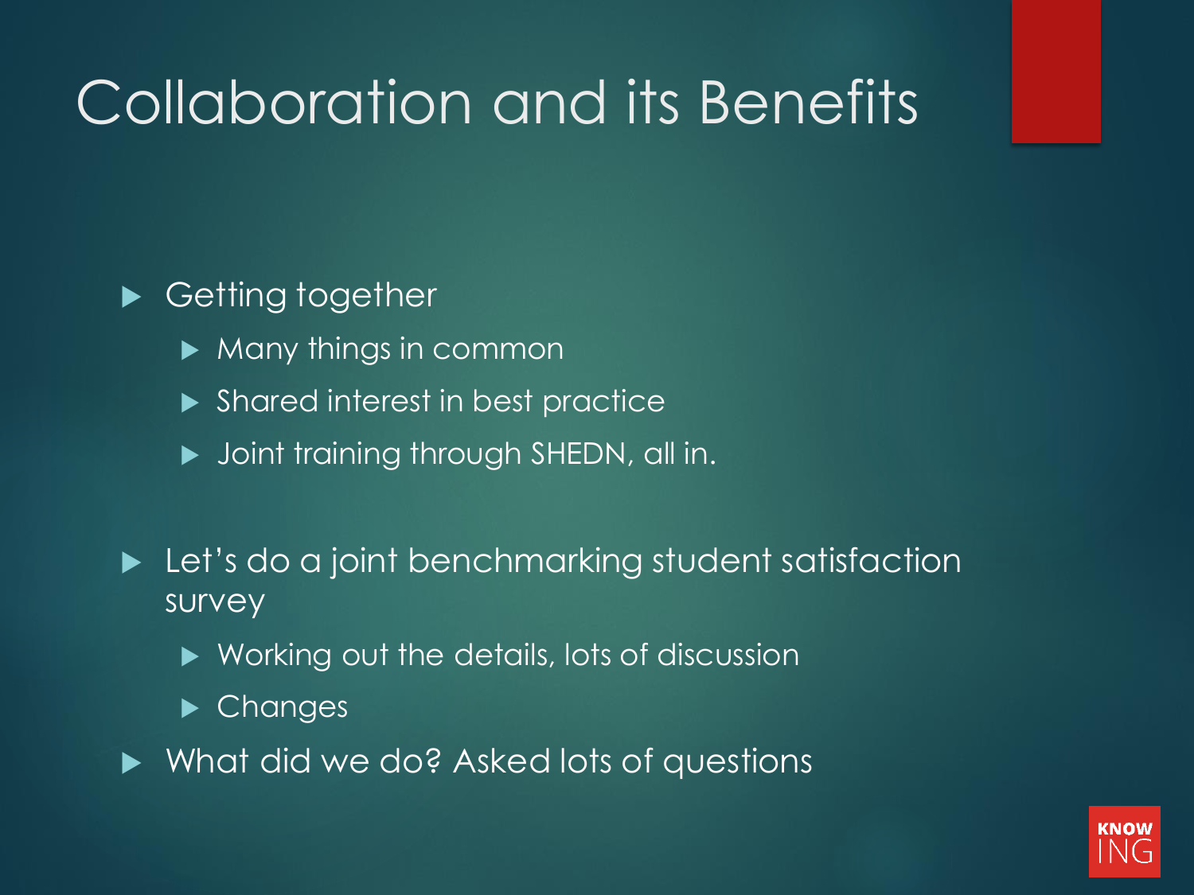# Collaboration and its Benefits

- Getting together
  - Many things in common
  - Shared interest in best practice
  - Joint training through SHEDN, all in.
- Let's do a joint benchmarking student satisfaction survey
  - Working out the details, lots of discussion
  - Changes
- What did we do? Asked lots of questions

KNOW ING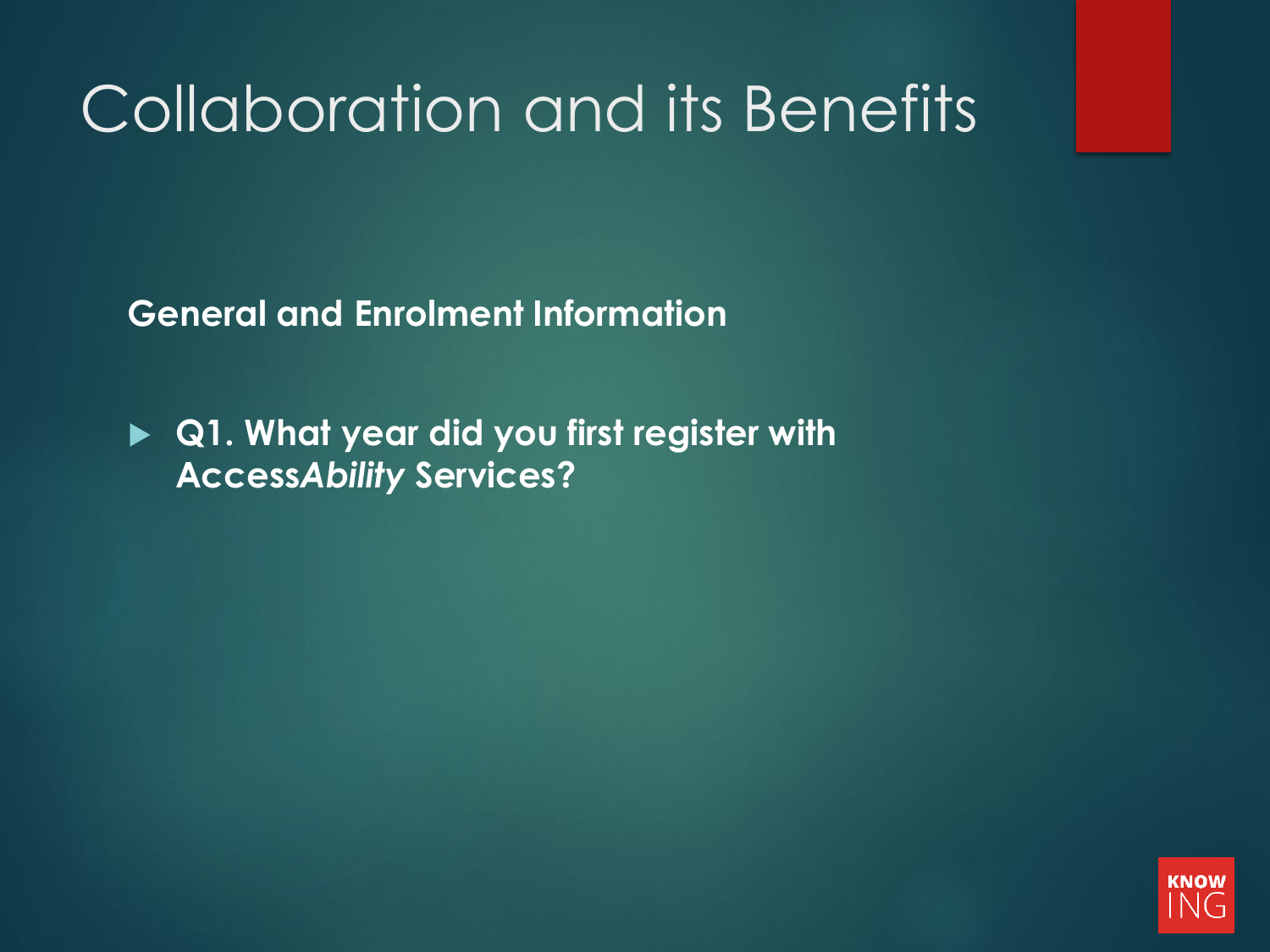# Collaboration and its Benefits

**General and Enrolment Information**

- **Q1. What year did you first register with Access*Ability* Services?**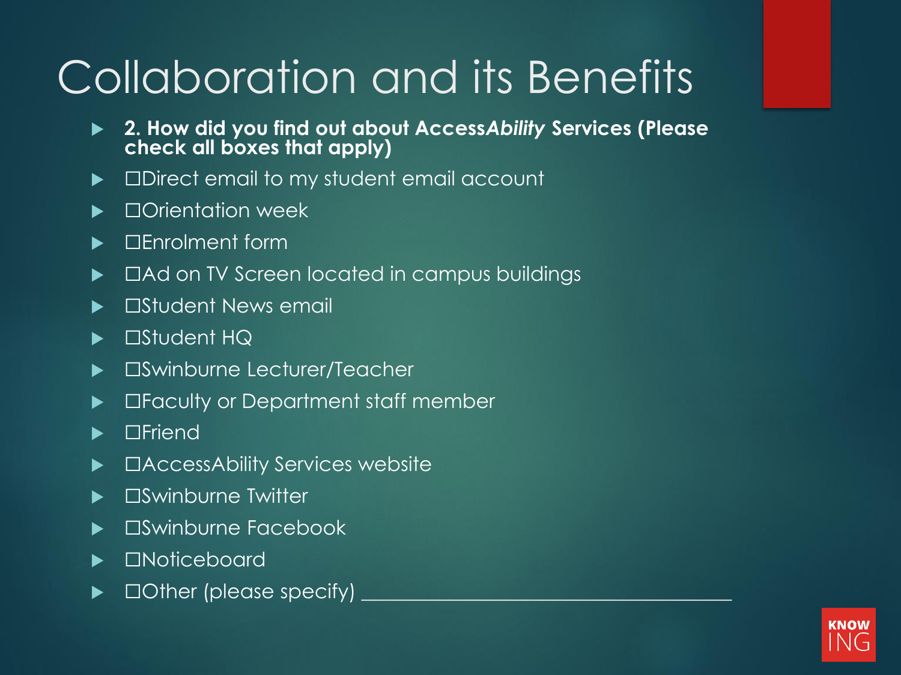# Collaboration and its Benefits

- **2. How did you find out about Access*Ability* Services (Please check all boxes that apply)**
- ☐Direct email to my student email account
- ☐Orientation week
- ☐Enrolment form
- ☐Ad on TV Screen located in campus buildings
- ☐Student News email
- ☐Student HQ
- ☐Swinburne Lecturer/Teacher
- ☐Faculty or Department staff member
- ☐Friend
- ☐AccessAbility Services website
- ☐Swinburne Twitter
- ☐Swinburne Facebook
- ☐Noticeboard
- ☐Other (please specify) ___________________________________

KNOW ING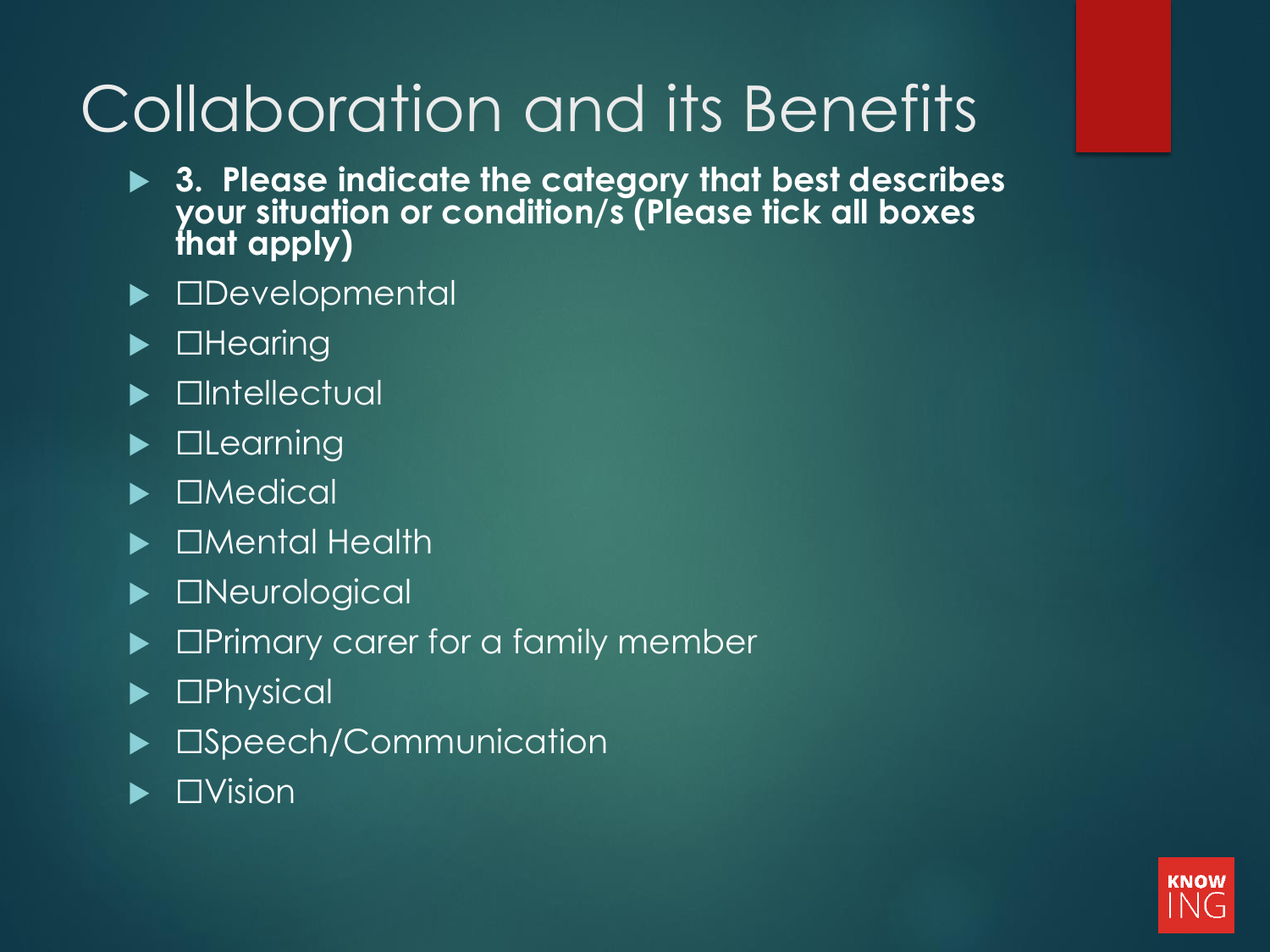# Collaboration and its Benefits

- **3. Please indicate the category that best describes your situation or condition/s (Please tick all boxes that apply)**
- ☐Developmental
- ☐Hearing
- ☐Intellectual
- ☐Learning
- ☐Medical
- ☐Mental Health
- ☐Neurological
- ☐Primary carer for a family member
- ☐Physical
- ☐Speech/Communication
- ☐Vision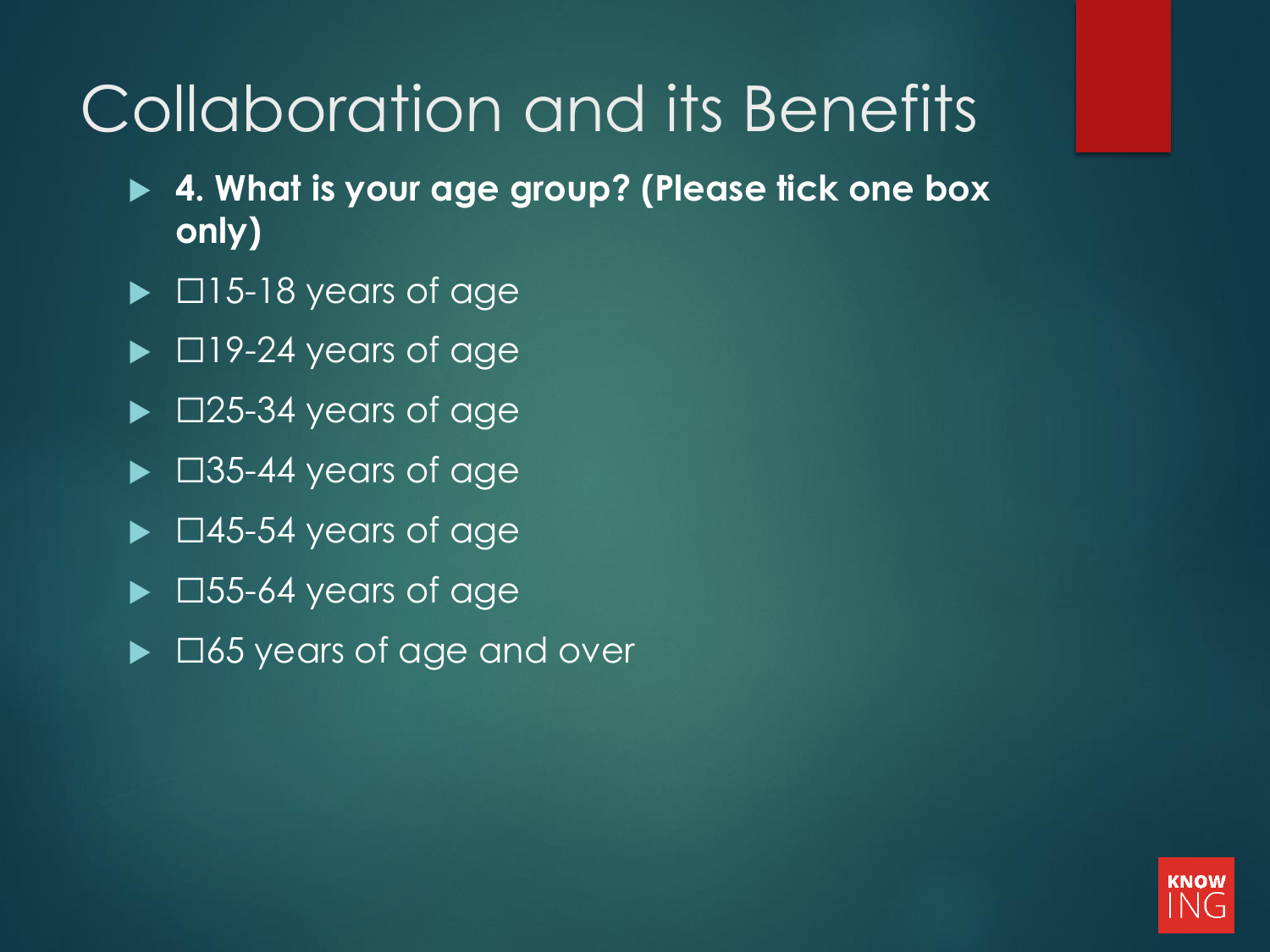# Collaboration and its Benefits

- **4. What is your age group? (Please tick one box only)**
- ☐15-18 years of age
- ☐19-24 years of age
- ☐25-34 years of age
- ☐35-44 years of age
- ☐45-54 years of age
- ☐55-64 years of age
- ☐65 years of age and over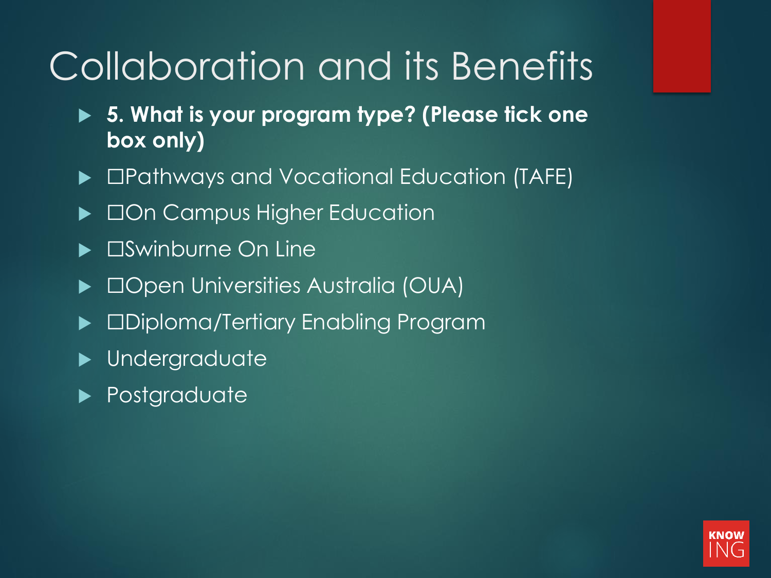# Collaboration and its Benefits

- **5. What is your program type? (Please tick one box only)**
- ☐Pathways and Vocational Education (TAFE)
- ☐On Campus Higher Education
- ☐Swinburne On Line
- ☐Open Universities Australia (OUA)
- ☐Diploma/Tertiary Enabling Program
- Undergraduate
- Postgraduate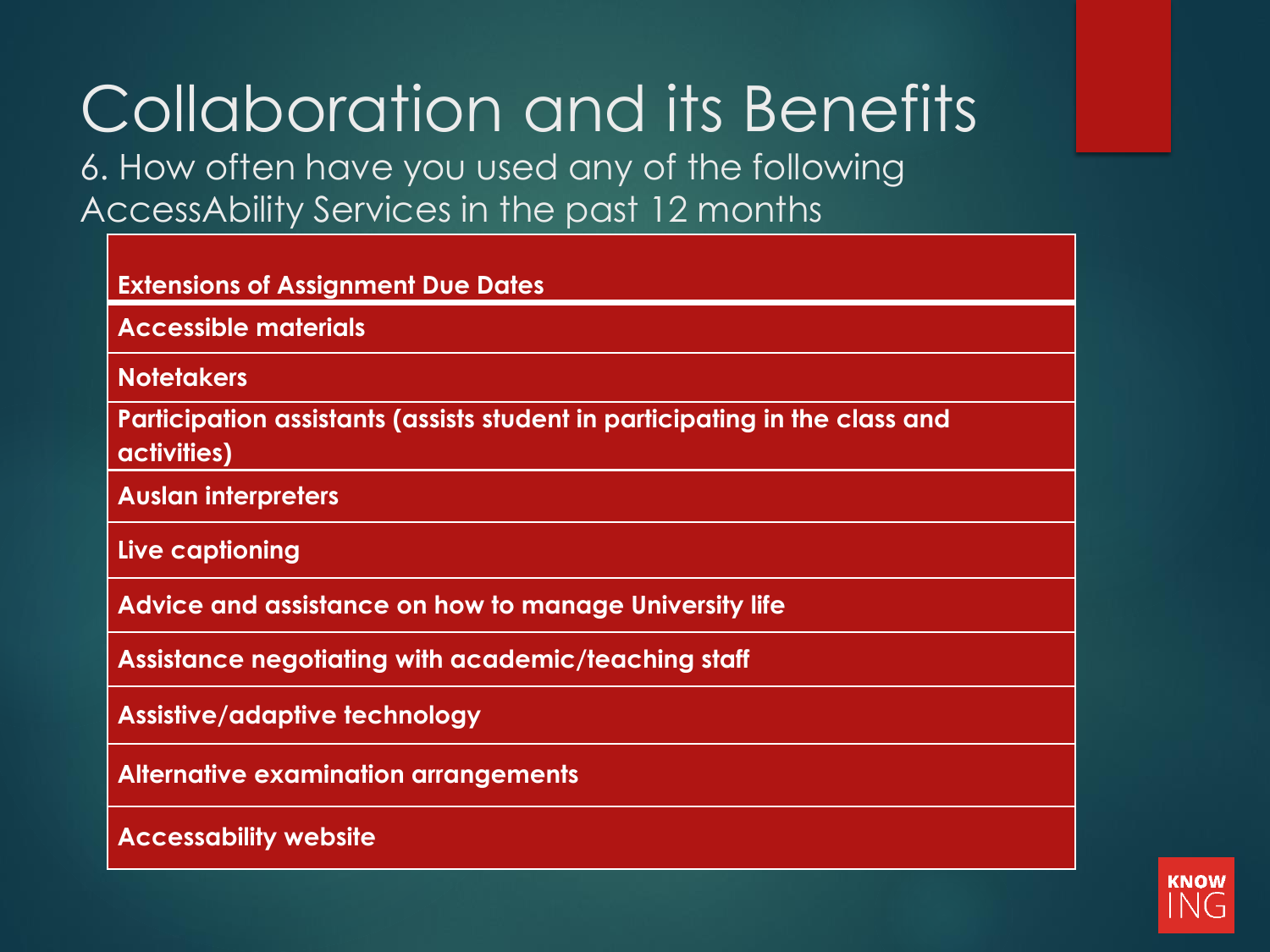# Collaboration and its Benefits

6. How often have you used any of the following AccessAbility Services in the past 12 months

| Extensions of Assignment Due Dates |
| --- |
| Accessible materials |
| Notetakers |
| Participation assistants (assists student in participating in the class and activities) |
| Auslan interpreters |
| Live captioning |
| Advice and assistance on how to manage University life |
| Assistance negotiating with academic/teaching staff |
| Assistive/adaptive technology |
| Alternative examination arrangements |
| Accessability website |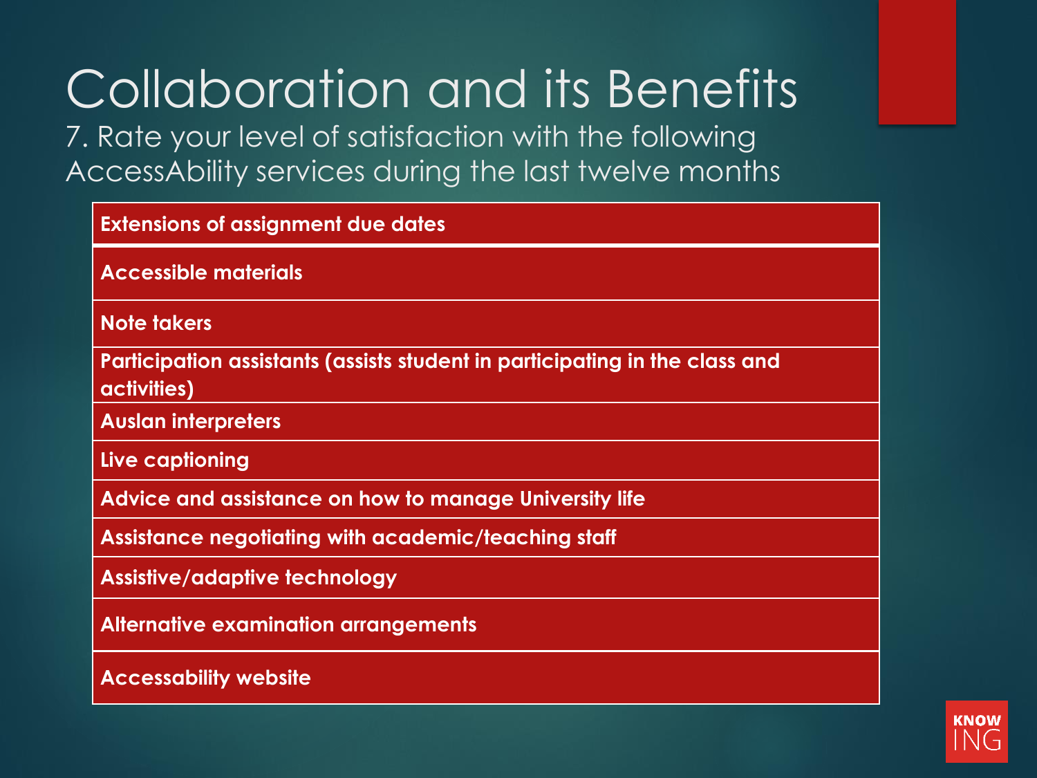# Collaboration and its Benefits

7. Rate your level of satisfaction with the following AccessAbility services during the last twelve months

| **Extensions of assignment due dates** |
|---|
| **Accessible materials** |
| **Note takers** |
| **Participation assistants (assists student in participating in the class and activities)** |
| **Auslan interpreters** |
| **Live captioning** |
| **Advice and assistance on how to manage University life** |
| **Assistance negotiating with academic/teaching staff** |
| **Assistive/adaptive technology** |
| **Alternative examination arrangements** |
| **Accessability website** |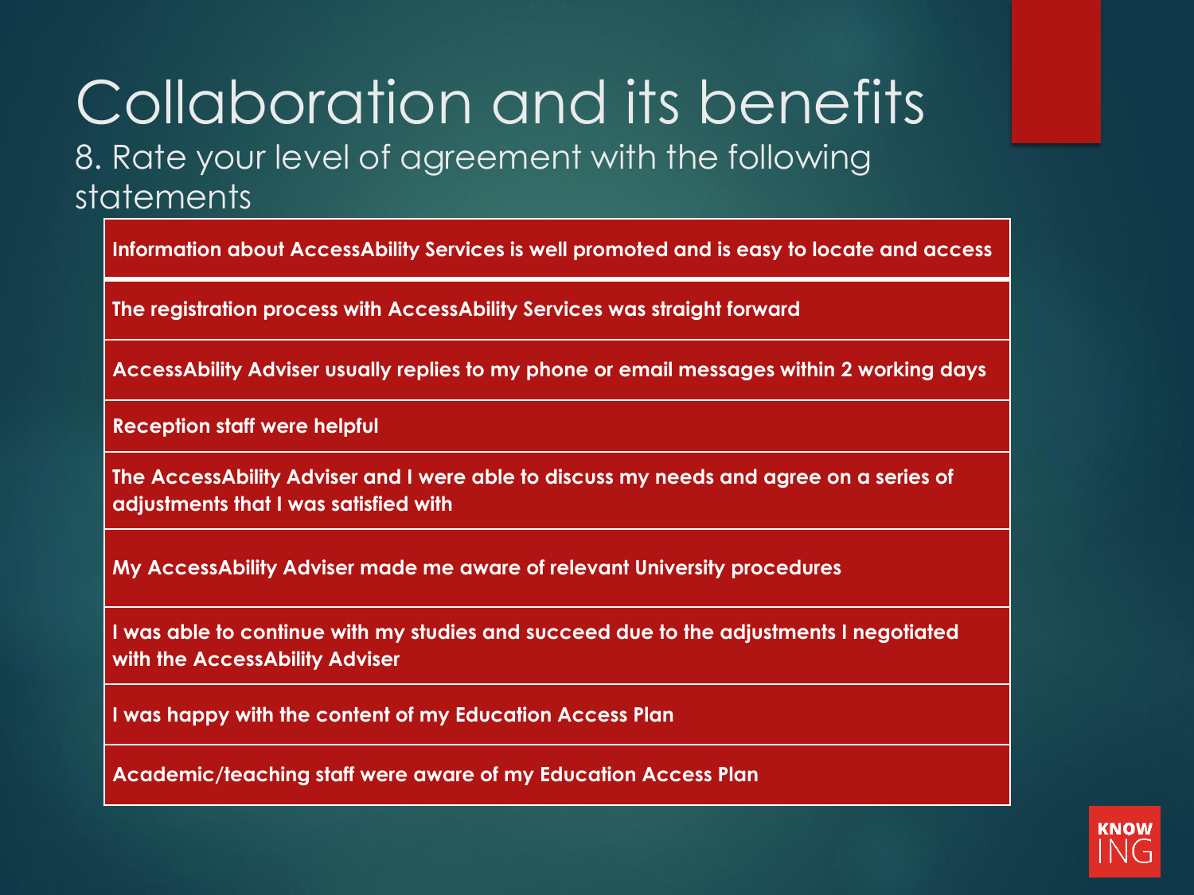# Collaboration and its benefits

## 8. Rate your level of agreement with the following statements

- **Information about AccessAbility Services is well promoted and is easy to locate and access**
- **The registration process with AccessAbility Services was straight forward**
- **AccessAbility Adviser usually replies to my phone or email messages within 2 working days**
- **Reception staff were helpful**
- **The AccessAbility Adviser and I were able to discuss my needs and agree on a series of adjustments that I was satisfied with**
- **My AccessAbility Adviser made me aware of relevant University procedures**
- **I was able to continue with my studies and succeed due to the adjustments I negotiated with the AccessAbility Adviser**
- **I was happy with the content of my Education Access Plan**
- **Academic/teaching staff were aware of my Education Access Plan**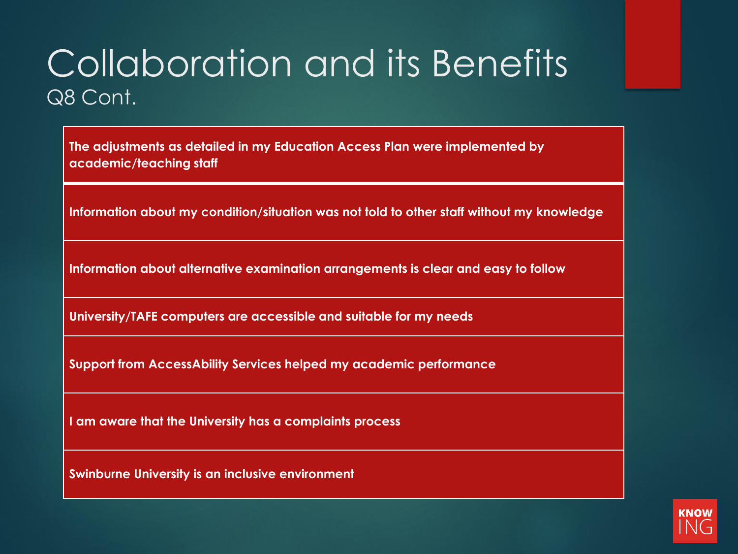# Collaboration and its Benefits

Q8 Cont.

| The adjustments as detailed in my Education Access Plan were implemented by academic/teaching staff |
|---|
| Information about my condition/situation was not told to other staff without my knowledge |
| Information about alternative examination arrangements is clear and easy to follow |
| University/TAFE computers are accessible and suitable for my needs |
| Support from AccessAbility Services helped my academic performance |
| I am aware that the University has a complaints process |
| Swinburne University is an inclusive environment |

KNOW ING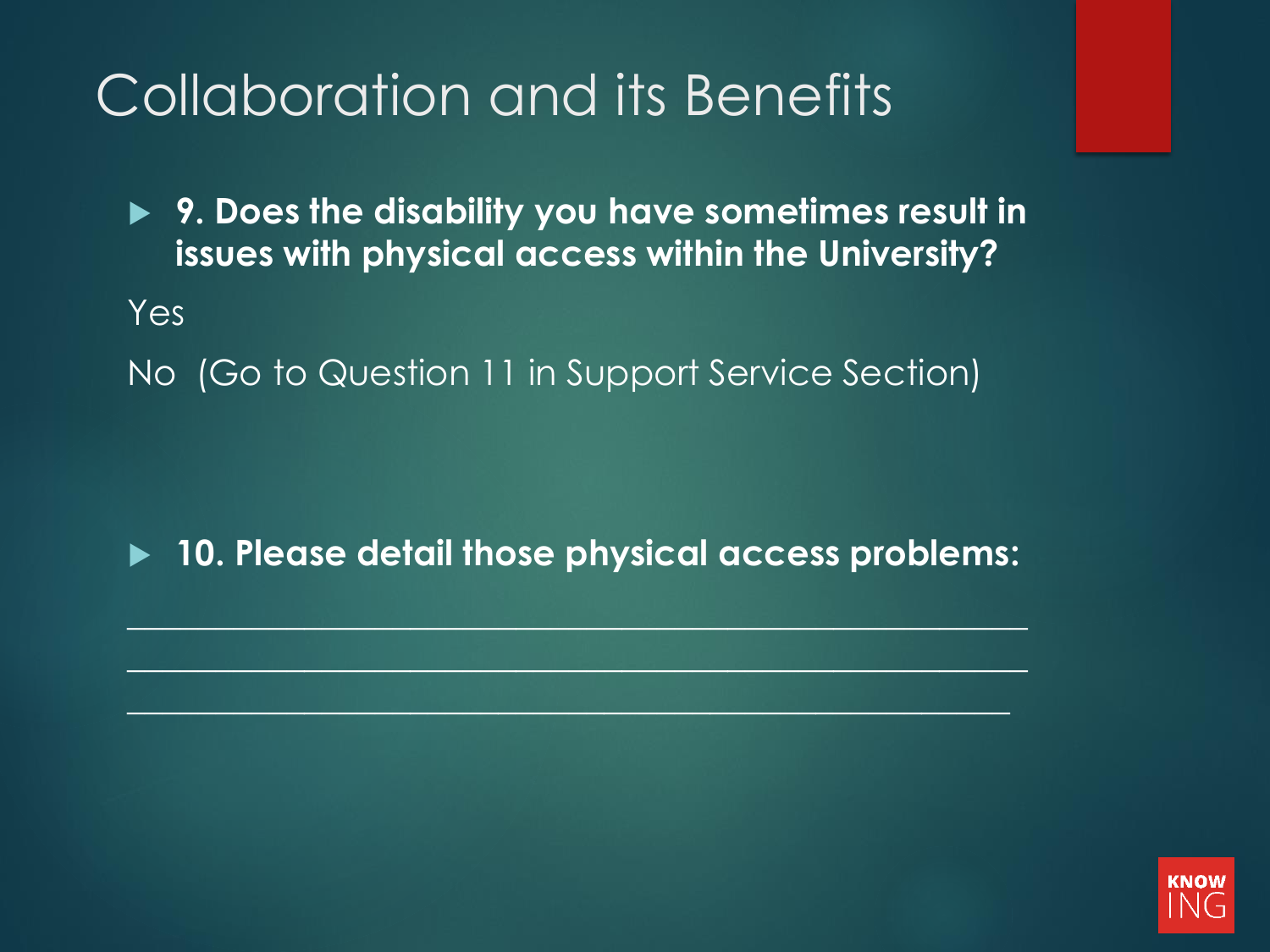# Collaboration and its Benefits

- **9. Does the disability you have sometimes result in issues with physical access within the University?**

Yes

No (Go to Question 11 in Support Service Section)

- **10. Please detail those physical access problems:**

_______________________________________________

_______________________________________________

______________________________________________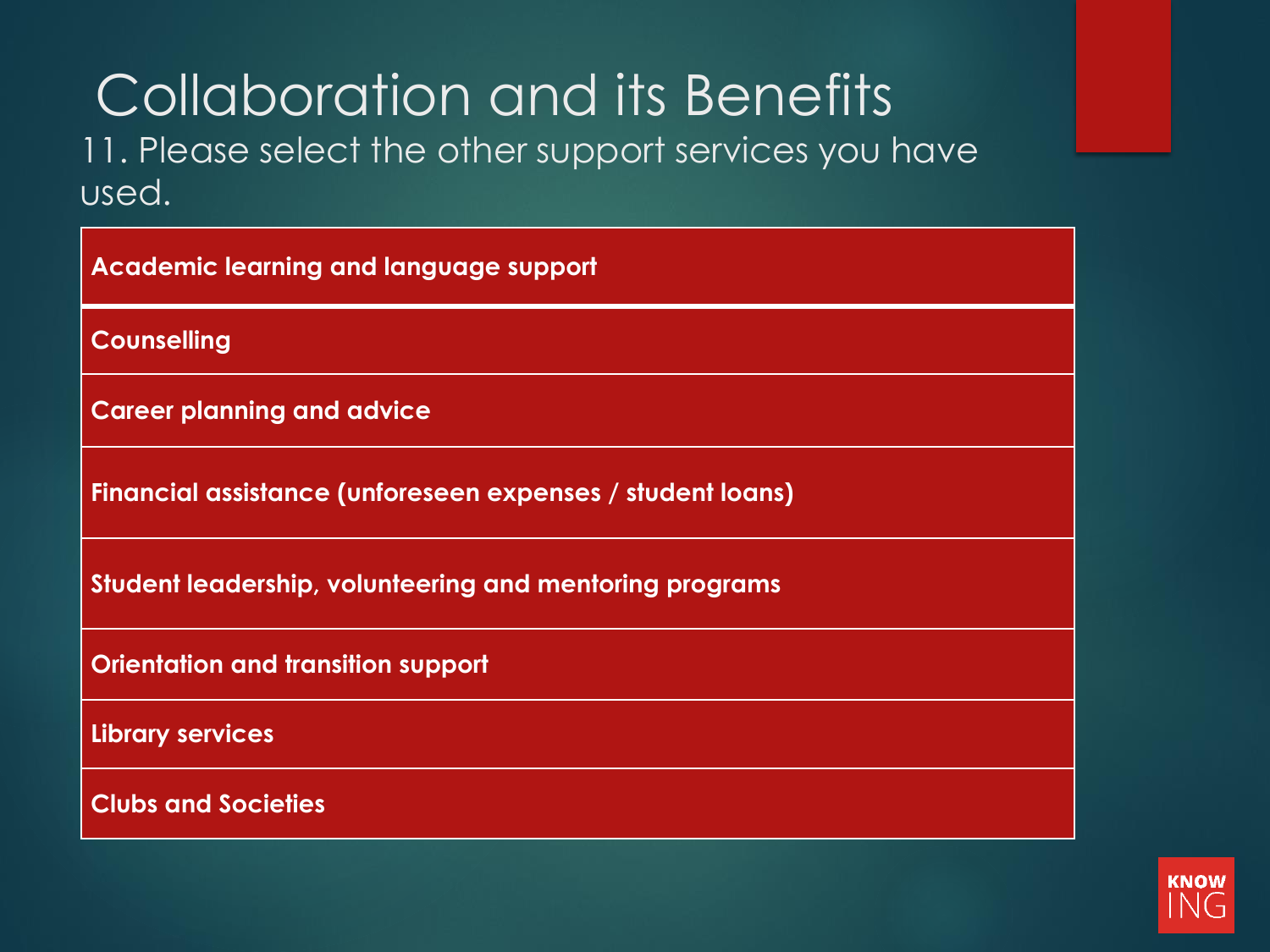# Collaboration and its Benefits

11. Please select the other support services you have used.

| Academic learning and language support |
| --- |
| Counselling |
| Career planning and advice |
| Financial assistance (unforeseen expenses / student loans) |
| Student leadership, volunteering and mentoring programs |
| Orientation and transition support |
| Library services |
| Clubs and Societies |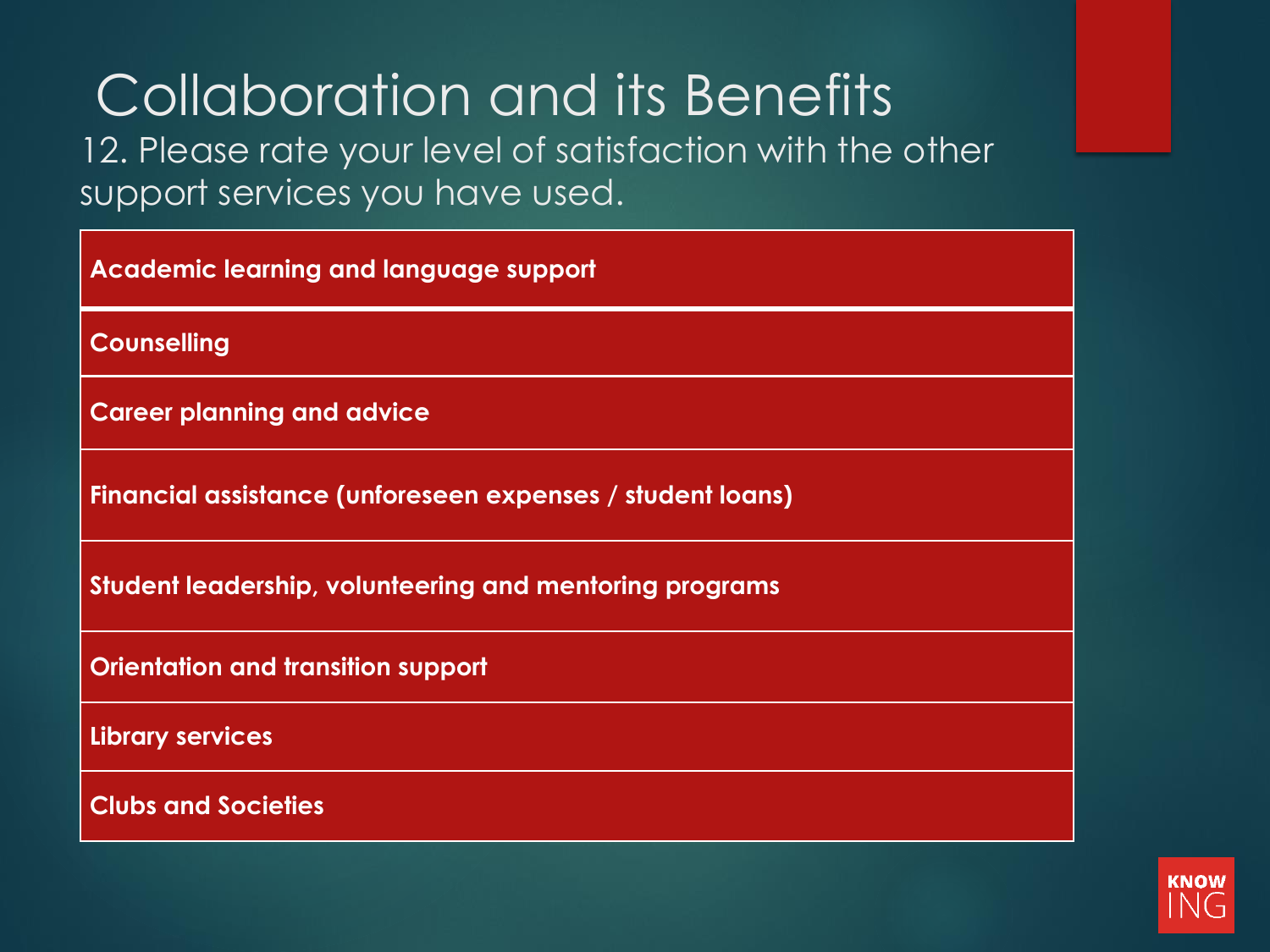# Collaboration and its Benefits

12. Please rate your level of satisfaction with the other support services you have used.

| **Academic learning and language support** |
|---|
| **Counselling** |
| **Career planning and advice** |
| **Financial assistance (unforeseen expenses / student loans)** |
| **Student leadership, volunteering and mentoring programs** |
| **Orientation and transition support** |
| **Library services** |
| **Clubs and Societies** |

KNOW ING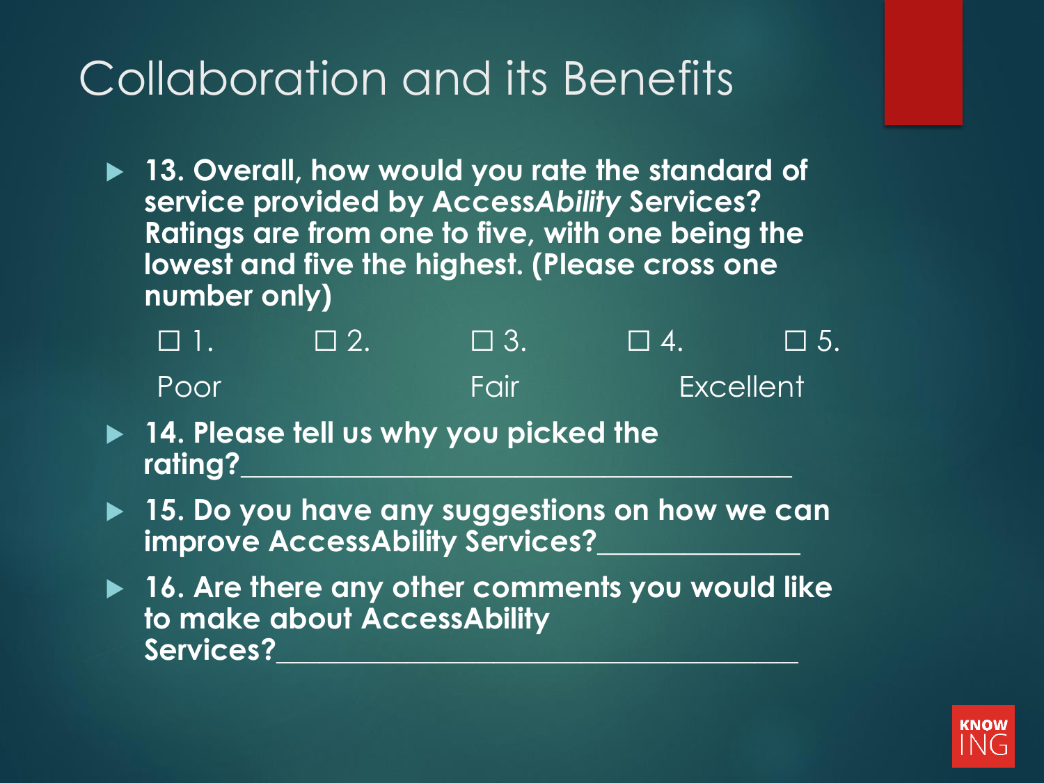# Collaboration and its Benefits

- **13. Overall, how would you rate the standard of service provided by Access*Ability* Services? Ratings are from one to five, with one being the lowest and five the highest. (Please cross one number only)**

  ☐ 1. ☐ 2. ☐ 3. ☐ 4. ☐ 5.

  Poor Fair Excellent

- **14. Please tell us why you picked the rating?____________________________________**
- **15. Do you have any suggestions on how we can improve AccessAbility Services?_____________**
- **16. Are there any other comments you would like to make about AccessAbility Services?__________________________________**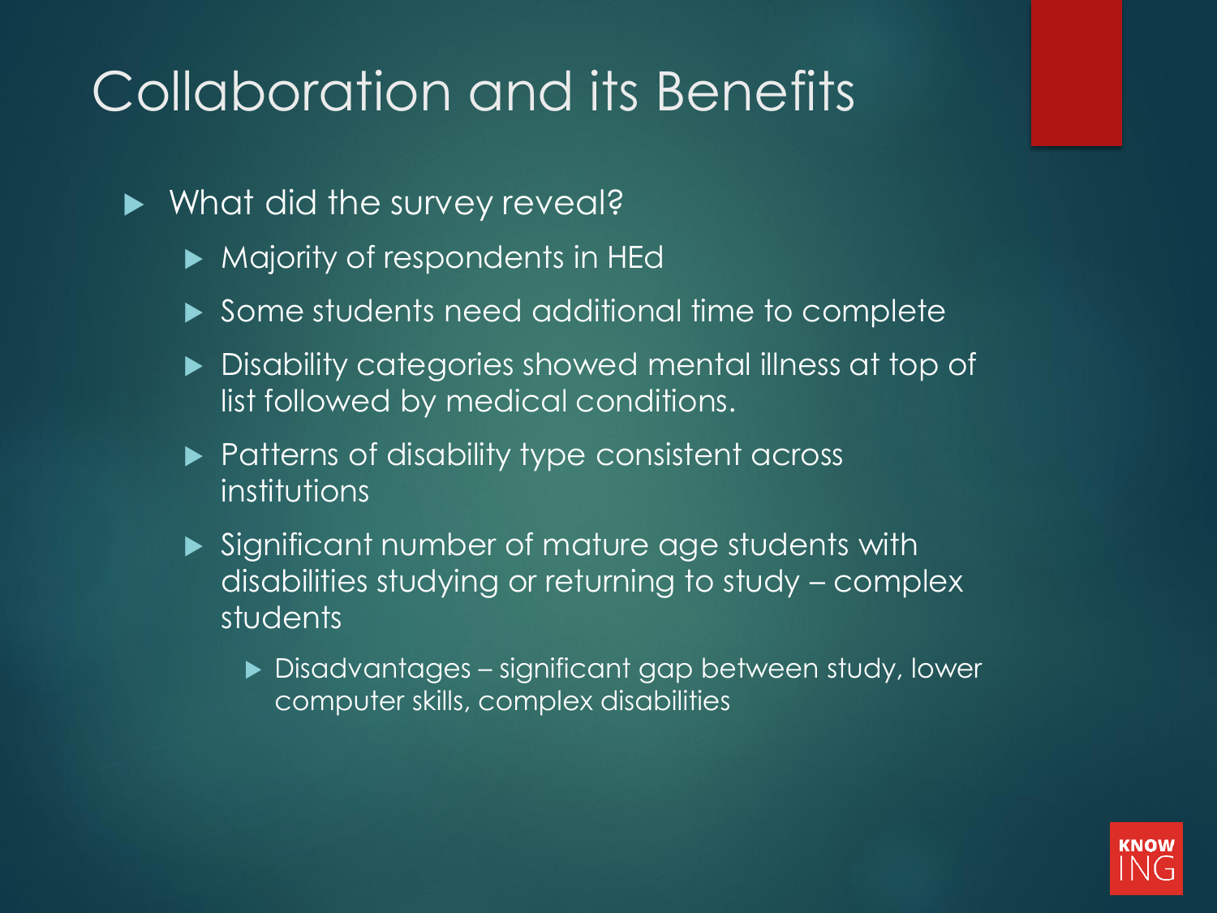# Collaboration and its Benefits

- What did the survey reveal?
  - Majority of respondents in HEd
  - Some students need additional time to complete
  - Disability categories showed mental illness at top of list followed by medical conditions.
  - Patterns of disability type consistent across institutions
  - Significant number of mature age students with disabilities studying or returning to study – complex students
    - Disadvantages – significant gap between study, lower computer skills, complex disabilities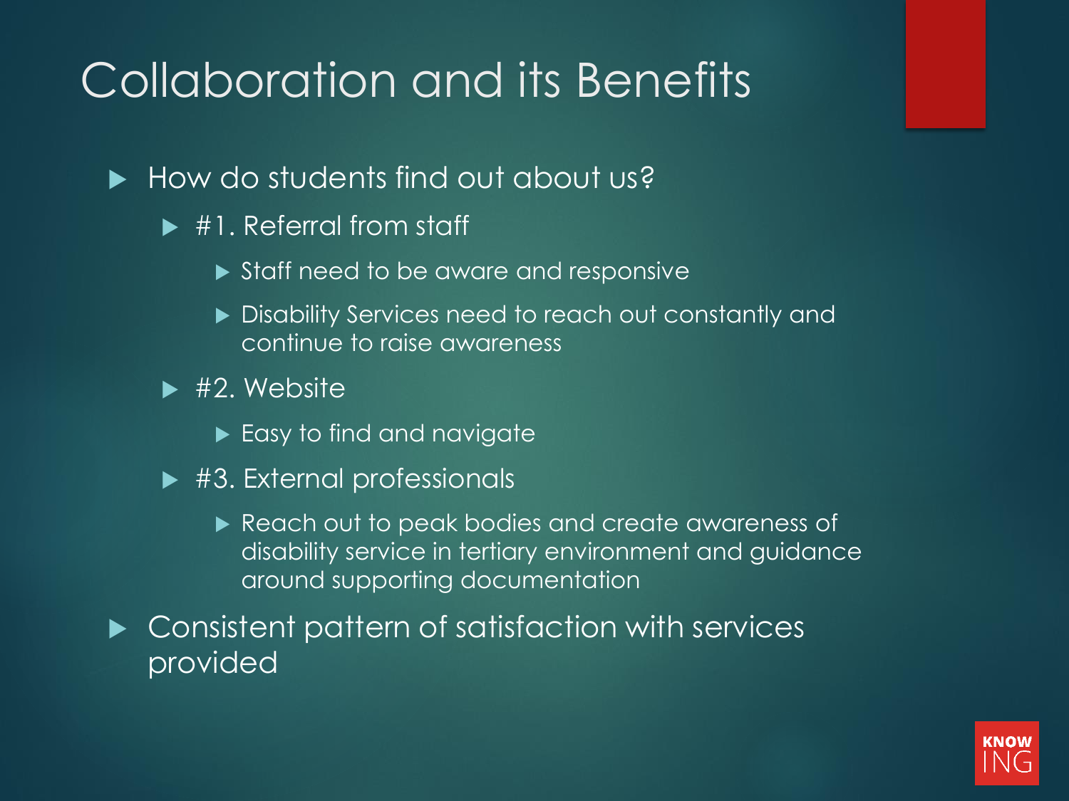# Collaboration and its Benefits

- How do students find out about us?
  - #1. Referral from staff
    - Staff need to be aware and responsive
    - Disability Services need to reach out constantly and continue to raise awareness
  - #2. Website
    - Easy to find and navigate
  - #3. External professionals
    - Reach out to peak bodies and create awareness of disability service in tertiary environment and guidance around supporting documentation
- Consistent pattern of satisfaction with services provided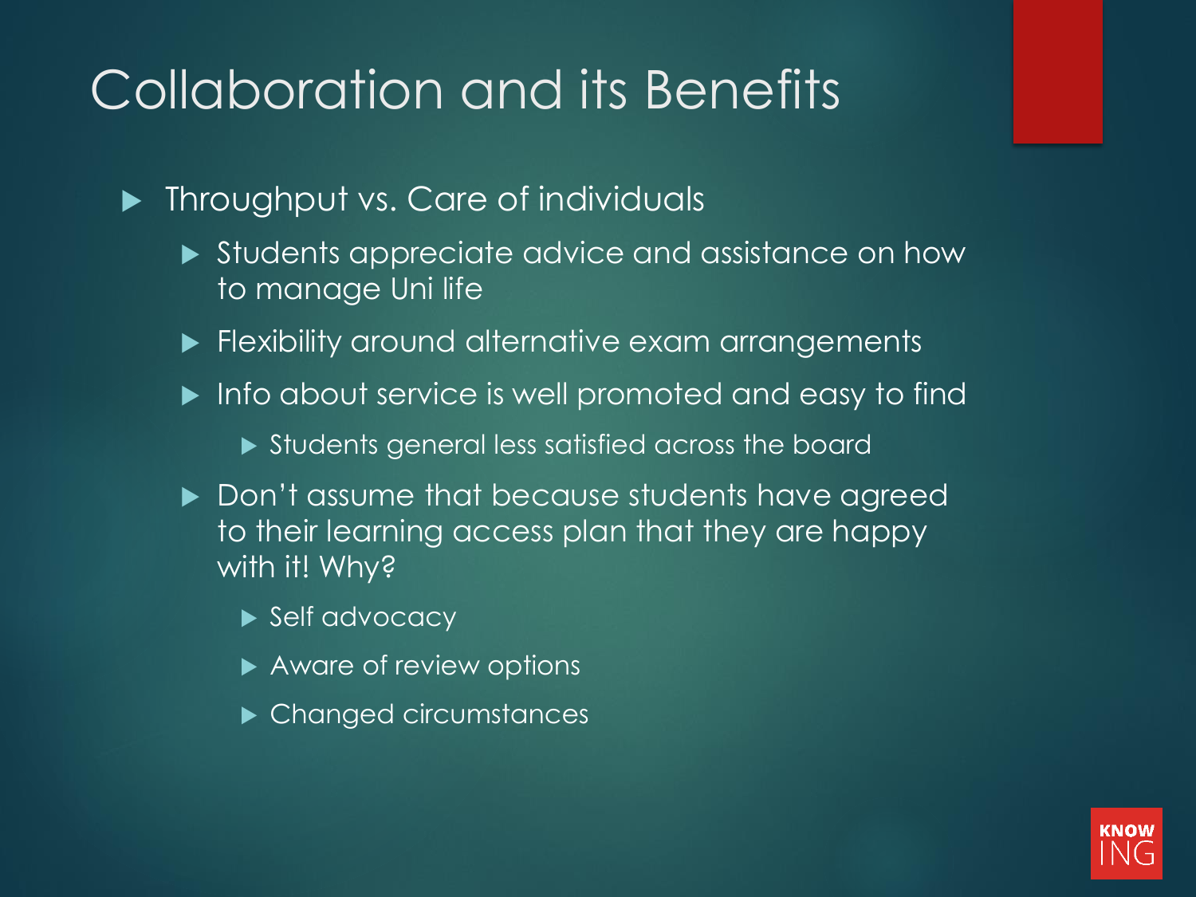# Collaboration and its Benefits

- Throughput vs. Care of individuals
  - Students appreciate advice and assistance on how to manage Uni life
  - Flexibility around alternative exam arrangements
  - Info about service is well promoted and easy to find
    - Students general less satisfied across the board
  - Don't assume that because students have agreed to their learning access plan that they are happy with it! Why?
    - Self advocacy
    - Aware of review options
    - Changed circumstances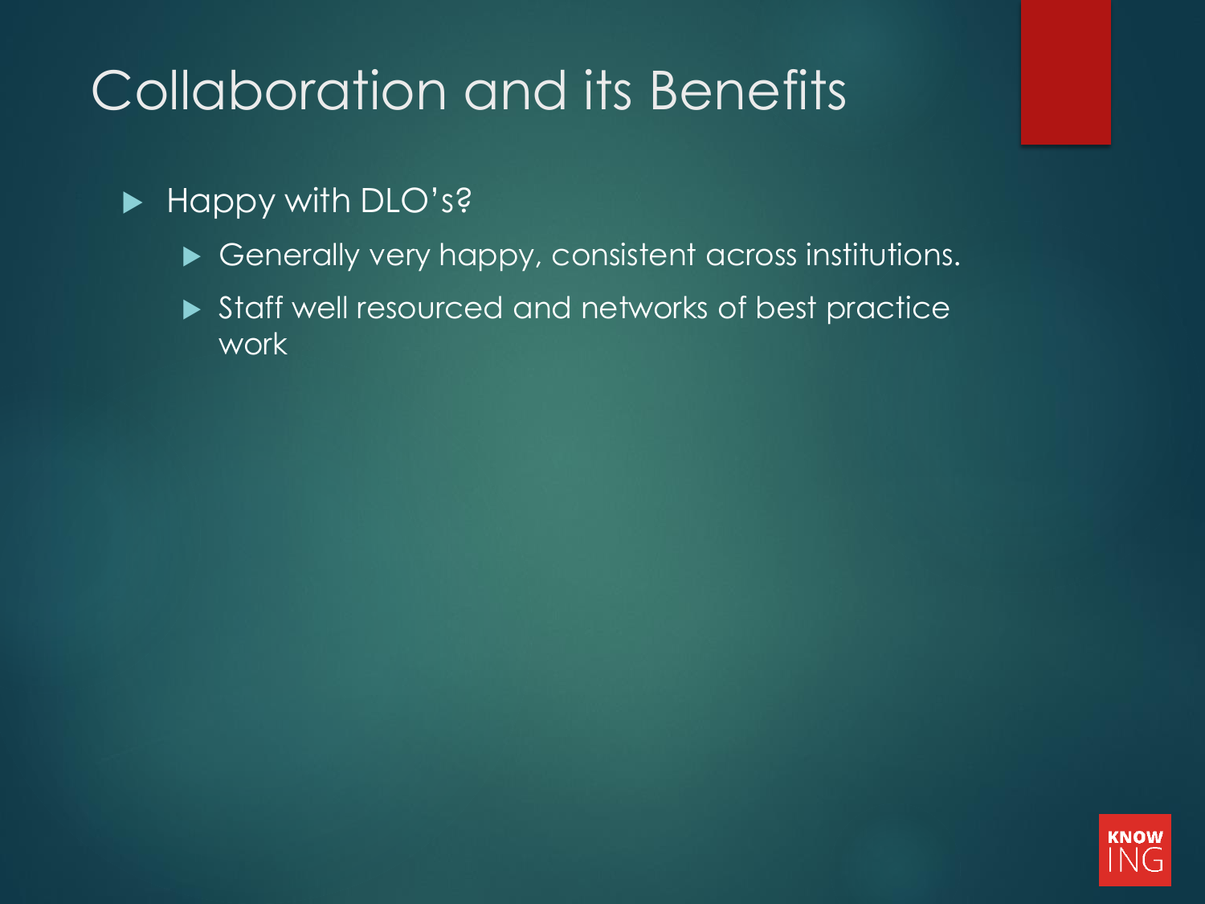# Collaboration and its Benefits

- Happy with DLO's?
  - Generally very happy, consistent across institutions.
  - Staff well resourced and networks of best practice work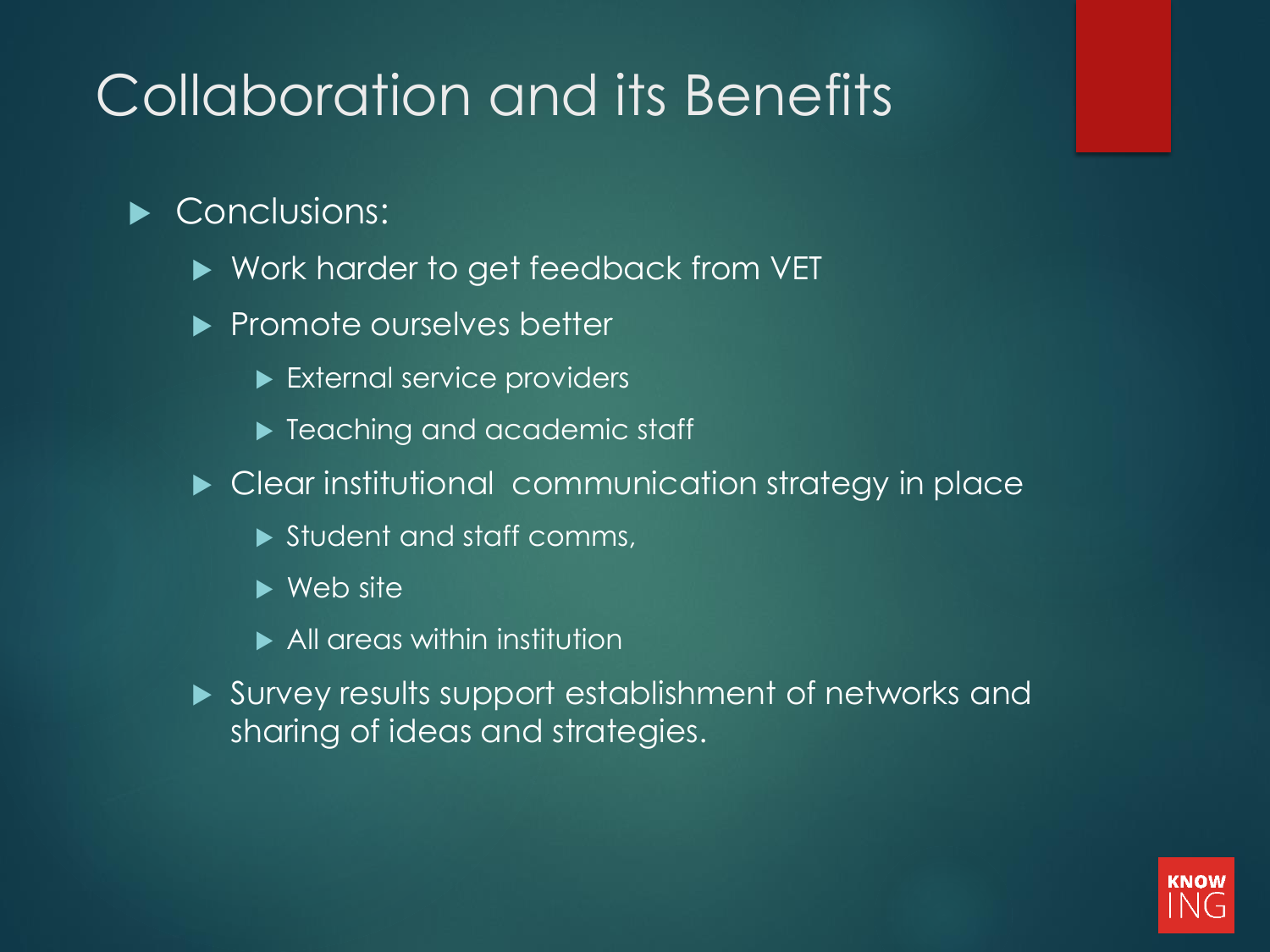# Collaboration and its Benefits

- Conclusions:
  - Work harder to get feedback from VET
  - Promote ourselves better
    - External service providers
    - Teaching and academic staff
  - Clear institutional communication strategy in place
    - Student and staff comms,
    - Web site
    - All areas within institution
  - Survey results support establishment of networks and sharing of ideas and strategies.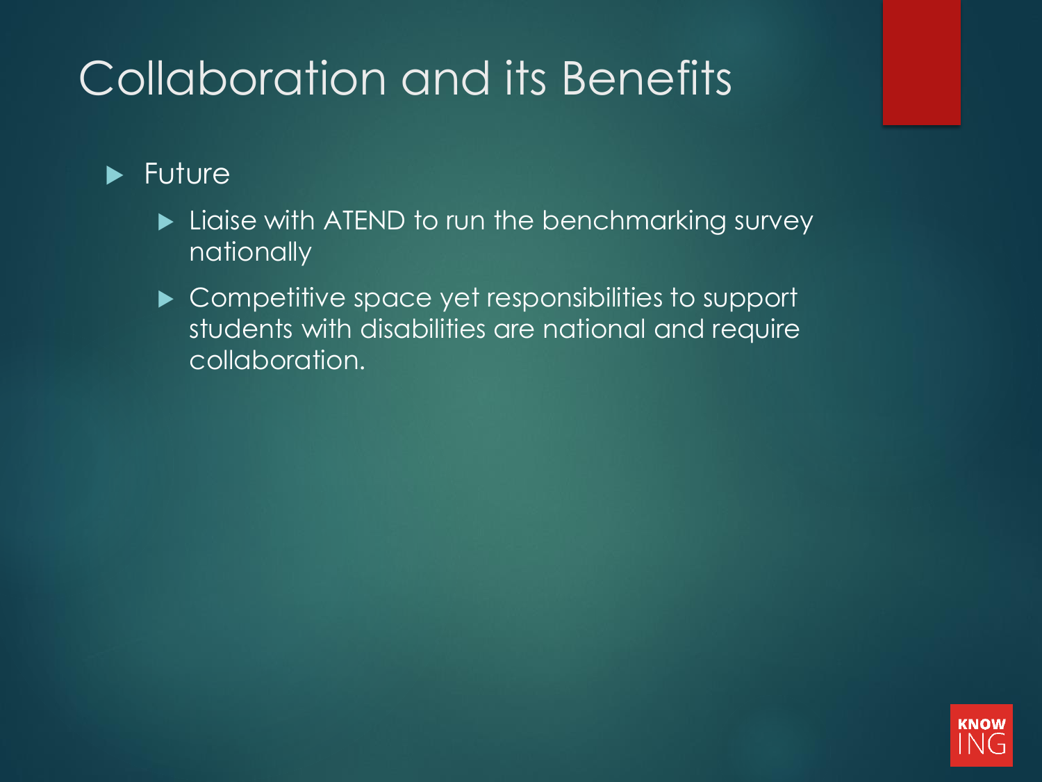# Collaboration and its Benefits

- Future
  - Liaise with ATEND to run the benchmarking survey nationally
  - Competitive space yet responsibilities to support students with disabilities are national and require collaboration.